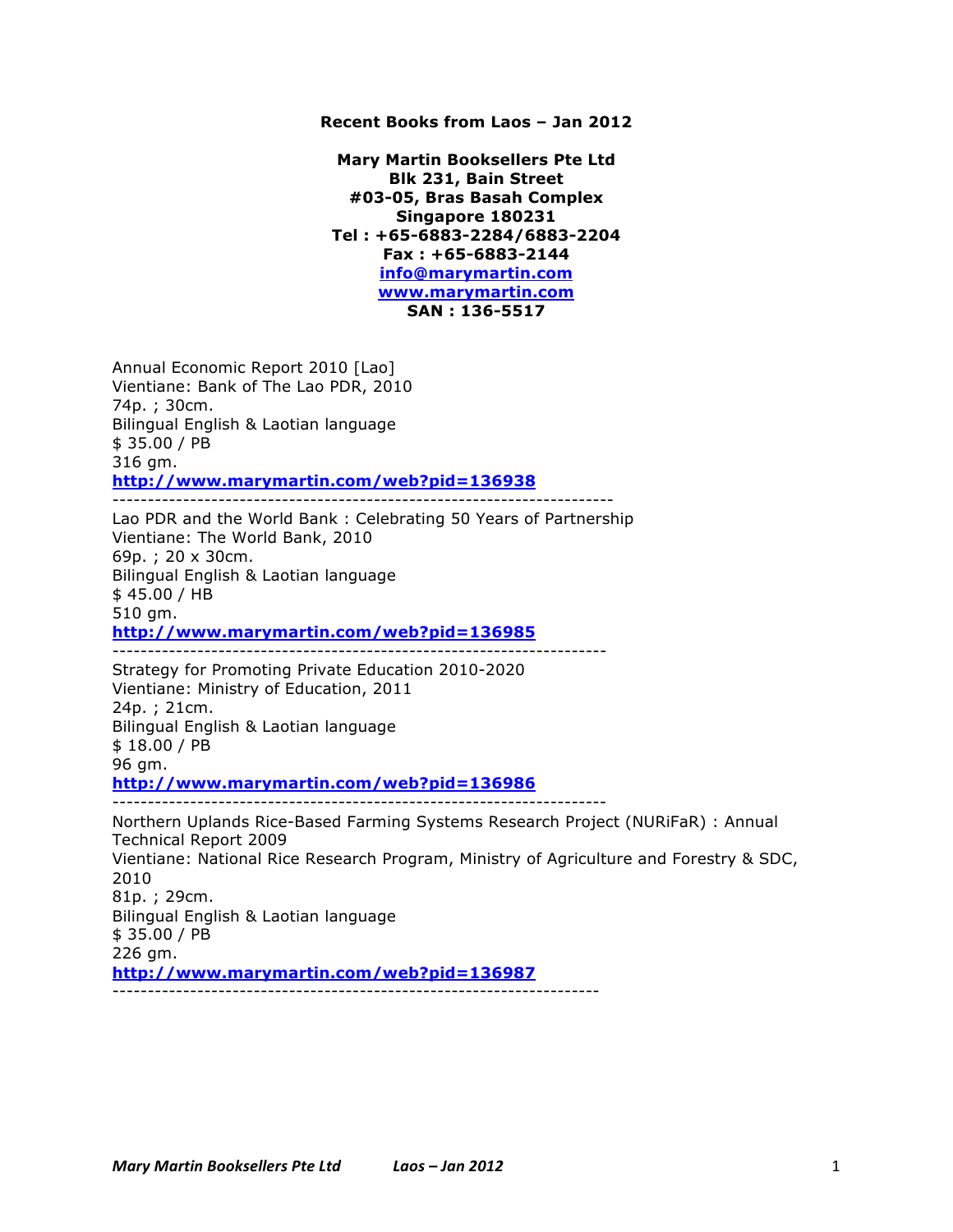**Recent Books from Laos – Jan 2012**

**Mary Martin Booksellers Pte Ltd**
**Blk 231, Bain Street**
**#03-05, Bras Basah Complex**
**Singapore 180231**
**Tel : +65-6883-2284/6883-2204**
**Fax : +65-6883-2144**
**[info@marymartin.com](mailto:info@marymartin.com)**
**[www.marymartin.com](http://www.marymartin.com)**
**SAN : 136-5517**

Annual Economic Report 2010 [Lao]
Vientiane: Bank of The Lao PDR, 2010
74p. ; 30cm.
Bilingual English & Laotian language
$ 35.00 / PB
316 gm.
**[http://www.marymartin.com/web?pid=136938](http://www.marymartin.com/web?pid=136938)**

---

Lao PDR and the World Bank : Celebrating 50 Years of Partnership
Vientiane: The World Bank, 2010
69p. ; 20 x 30cm.
Bilingual English & Laotian language
$ 45.00 / HB
510 gm.
**[http://www.marymartin.com/web?pid=136985](http://www.marymartin.com/web?pid=136985)**

---

Strategy for Promoting Private Education 2010-2020
Vientiane: Ministry of Education, 2011
24p. ; 21cm.
Bilingual English & Laotian language
$ 18.00 / PB
96 gm.
**[http://www.marymartin.com/web?pid=136986](http://www.marymartin.com/web?pid=136986)**

---

Northern Uplands Rice-Based Farming Systems Research Project (NURiFaR) : Annual Technical Report 2009
Vientiane: National Rice Research Program, Ministry of Agriculture and Forestry & SDC, 2010
81p. ; 29cm.
Bilingual English & Laotian language
$ 35.00 / PB
226 gm.
**[http://www.marymartin.com/web?pid=136987](http://www.marymartin.com/web?pid=136987)**

---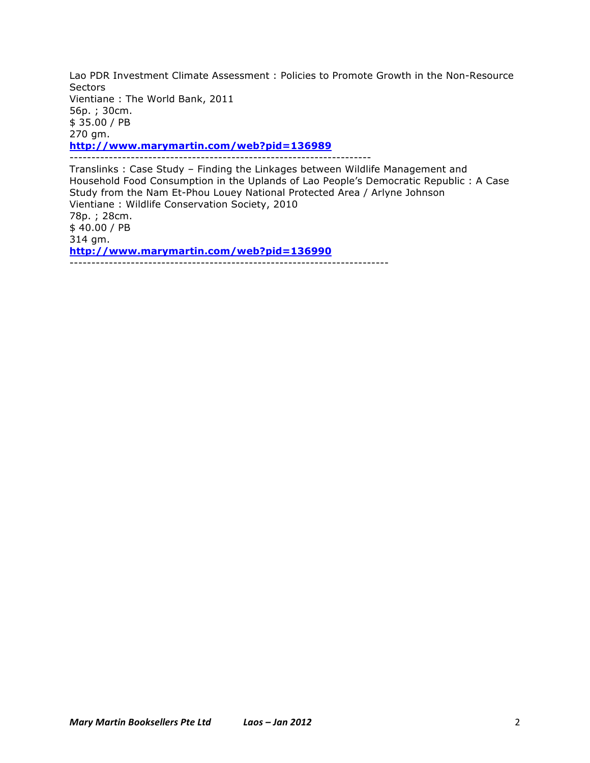Lao PDR Investment Climate Assessment : Policies to Promote Growth in the Non-Resource Sectors
Vientiane : The World Bank, 2011
56p. ; 30cm.
$ 35.00 / PB
270 gm.
**http://www.marymartin.com/web?pid=136989**
---------------------------------------------------------------------
Translinks : Case Study – Finding the Linkages between Wildlife Management and Household Food Consumption in the Uplands of Lao People's Democratic Republic : A Case Study from the Nam Et-Phou Louey National Protected Area / Arlyne Johnson
Vientiane : Wildlife Conservation Society, 2010
78p. ; 28cm.
$ 40.00 / PB
314 gm.
**http://www.marymartin.com/web?pid=136990**
-------------------------------------------------------------------------